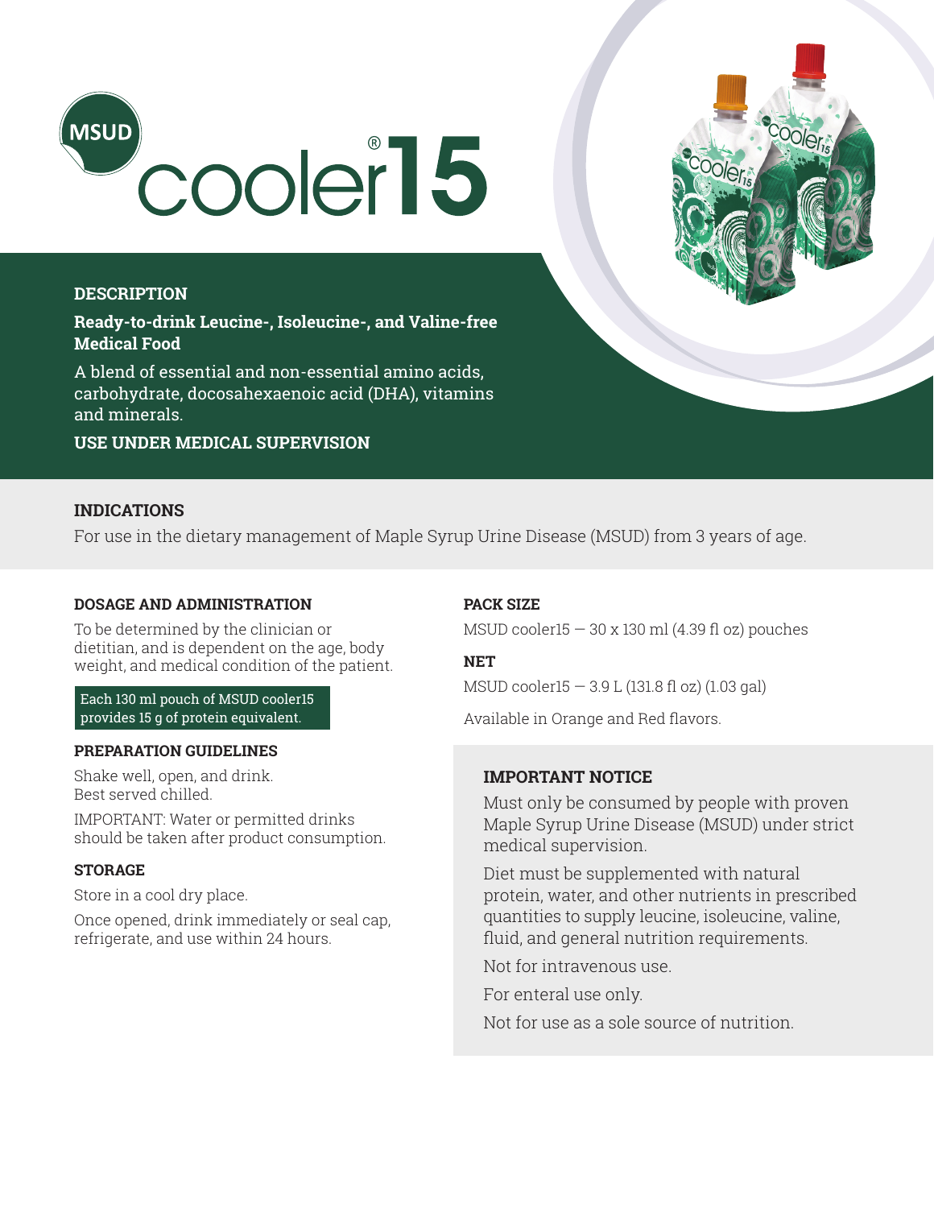# MSUD cooler®15

## DESCRIPTION

**Ready-to-drink Leucine-, Isoleucine-, and Valine-free Medical Food**

A blend of essential and non-essential amino acids, carbohydrate, docosahexaenoic acid (DHA), vitamins and minerals.

**USE UNDER MEDICAL SUPERVISION**

## INDICATIONS

For use in the dietary management of Maple Syrup Urine Disease (MSUD) from 3 years of age.

### DOSAGE AND ADMINISTRATION

To be determined by the clinician or dietitian, and is dependent on the age, body weight, and medical condition of the patient.

Each 130 ml pouch of MSUD cooler15 provides 15 g of protein equivalent.

### PREPARATION GUIDELINES

Shake well, open, and drink.
Best served chilled.

IMPORTANT: Water or permitted drinks should be taken after product consumption.

### STORAGE

Store in a cool dry place.

Once opened, drink immediately or seal cap, refrigerate, and use within 24 hours.

### PACK SIZE

MSUD cooler15 — 30 x 130 ml (4.39 fl oz) pouches

### NET

MSUD cooler15 — 3.9 L (131.8 fl oz) (1.03 gal)

Available in Orange and Red flavors.

### IMPORTANT NOTICE

Must only be consumed by people with proven Maple Syrup Urine Disease (MSUD) under strict medical supervision.

Diet must be supplemented with natural protein, water, and other nutrients in prescribed quantities to supply leucine, isoleucine, valine, fluid, and general nutrition requirements.

Not for intravenous use.

For enteral use only.

Not for use as a sole source of nutrition.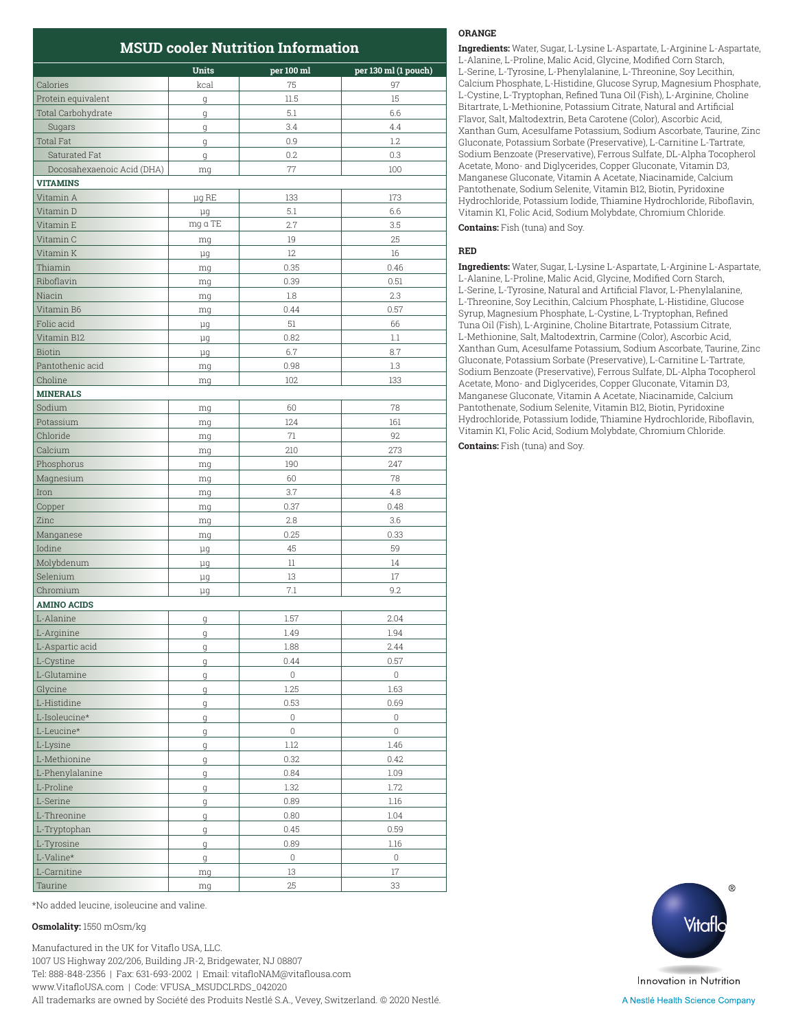## MSUD cooler Nutrition Information

| | Units | per 100 ml | per 130 ml (1 pouch) |
|---|---|---|---|
| Calories | kcal | 75 | 97 |
| Protein equivalent | g | 11.5 | 15 |
| Total Carbohydrate | g | 5.1 | 6.6 |
| Sugars | g | 3.4 | 4.4 |
| Total Fat | g | 0.9 | 1.2 |
| Saturated Fat | g | 0.2 | 0.3 |
| Docosahexaenoic Acid (DHA) | mg | 77 | 100 |
| **VITAMINS** | | | |
| Vitamin A | µg RE | 133 | 173 |
| Vitamin D | µg | 5.1 | 6.6 |
| Vitamin E | mg α TE | 2.7 | 3.5 |
| Vitamin C | mg | 19 | 25 |
| Vitamin K | µg | 12 | 16 |
| Thiamin | mg | 0.35 | 0.46 |
| Riboflavin | mg | 0.39 | 0.51 |
| Niacin | mg | 1.8 | 2.3 |
| Vitamin B6 | mg | 0.44 | 0.57 |
| Folic acid | µg | 51 | 66 |
| Vitamin B12 | µg | 0.82 | 1.1 |
| Biotin | µg | 6.7 | 8.7 |
| Pantothenic acid | mg | 0.98 | 1.3 |
| Choline | mg | 102 | 133 |
| **MINERALS** | | | |
| Sodium | mg | 60 | 78 |
| Potassium | mg | 124 | 161 |
| Chloride | mg | 71 | 92 |
| Calcium | mg | 210 | 273 |
| Phosphorus | mg | 190 | 247 |
| Magnesium | mg | 60 | 78 |
| Iron | mg | 3.7 | 4.8 |
| Copper | mg | 0.37 | 0.48 |
| Zinc | mg | 2.8 | 3.6 |
| Manganese | mg | 0.25 | 0.33 |
| Iodine | µg | 45 | 59 |
| Molybdenum | µg | 11 | 14 |
| Selenium | µg | 13 | 17 |
| Chromium | µg | 7.1 | 9.2 |
| **AMINO ACIDS** | | | |
| L-Alanine | g | 1.57 | 2.04 |
| L-Arginine | g | 1.49 | 1.94 |
| L-Aspartic acid | g | 1.88 | 2.44 |
| L-Cystine | g | 0.44 | 0.57 |
| L-Glutamine | g | 0 | 0 |
| Glycine | g | 1.25 | 1.63 |
| L-Histidine | g | 0.53 | 0.69 |
| L-Isoleucine* | g | 0 | 0 |
| L-Leucine* | g | 0 | 0 |
| L-Lysine | g | 1.12 | 1.46 |
| L-Methionine | g | 0.32 | 0.42 |
| L-Phenylalanine | g | 0.84 | 1.09 |
| L-Proline | g | 1.32 | 1.72 |
| L-Serine | g | 0.89 | 1.16 |
| L-Threonine | g | 0.80 | 1.04 |
| L-Tryptophan | g | 0.45 | 0.59 |
| L-Tyrosine | g | 0.89 | 1.16 |
| L-Valine* | g | 0 | 0 |
| L-Carnitine | mg | 13 | 17 |
| Taurine | mg | 25 | 33 |

*No added leucine, isoleucine and valine.

**Osmolality:** 1550 mOsm/kg

Manufactured in the UK for Vitaflo USA, LLC.
1007 US Highway 202/206, Building JR-2, Bridgewater, NJ 08807
Tel: 888-848-2356 | Fax: 631-693-2002 | Email: vitafloNAM@vitaflousa.com
www.VitafloUSA.com | Code: VFUSA_MSUDCLRDS_042020
All trademarks are owned by Société des Produits Nestlé S.A., Vevey, Switzerland. © 2020 Nestlé.

### ORANGE

**Ingredients:** Water, Sugar, L-Lysine L-Aspartate, L-Arginine L-Aspartate, L-Alanine, L-Proline, Malic Acid, Glycine, Modified Corn Starch, L-Serine, L-Tyrosine, L-Phenylalanine, L-Threonine, Soy Lecithin, Calcium Phosphate, L-Histidine, Glucose Syrup, Magnesium Phosphate, L-Cystine, L-Tryptophan, Refined Tuna Oil (Fish), L-Arginine, Choline Bitartrate, L-Methionine, Potassium Citrate, Natural and Artificial Flavor, Salt, Maltodextrin, Beta Carotene (Color), Ascorbic Acid, Xanthan Gum, Acesulfame Potassium, Sodium Ascorbate, Taurine, Zinc Gluconate, Potassium Sorbate (Preservative), L-Carnitine L-Tartrate, Sodium Benzoate (Preservative), Ferrous Sulfate, DL-Alpha Tocopherol Acetate, Mono- and Diglycerides, Copper Gluconate, Vitamin D3, Manganese Gluconate, Vitamin A Acetate, Niacinamide, Calcium Pantothenate, Sodium Selenite, Vitamin B12, Biotin, Pyridoxine Hydrochloride, Potassium Iodide, Thiamine Hydrochloride, Riboflavin, Vitamin K1, Folic Acid, Sodium Molybdate, Chromium Chloride.

**Contains:** Fish (tuna) and Soy.

### RED

**Ingredients:** Water, Sugar, L-Lysine L-Aspartate, L-Arginine L-Aspartate, L-Alanine, L-Proline, Malic Acid, Glycine, Modified Corn Starch, L-Serine, L-Tyrosine, Natural and Artificial Flavor, L-Phenylalanine, L-Threonine, Soy Lecithin, Calcium Phosphate, L-Histidine, Glucose Syrup, Magnesium Phosphate, L-Cystine, L-Tryptophan, Refined Tuna Oil (Fish), L-Arginine, Choline Bitartrate, Potassium Citrate, L-Methionine, Salt, Maltodextrin, Carmine (Color), Ascorbic Acid, Xanthan Gum, Acesulfame Potassium, Sodium Ascorbate, Taurine, Zinc Gluconate, Potassium Sorbate (Preservative), L-Carnitine L-Tartrate, Sodium Benzoate (Preservative), Ferrous Sulfate, DL-Alpha Tocopherol Acetate, Mono- and Diglycerides, Copper Gluconate, Vitamin D3, Manganese Gluconate, Vitamin A Acetate, Niacinamide, Calcium Pantothenate, Sodium Selenite, Vitamin B12, Biotin, Pyridoxine Hydrochloride, Potassium Iodide, Thiamine Hydrochloride, Riboflavin, Vitamin K1, Folic Acid, Sodium Molybdate, Chromium Chloride.

**Contains:** Fish (tuna) and Soy.

Vitaflo®

Innovation in Nutrition

A Nestlé Health Science Company